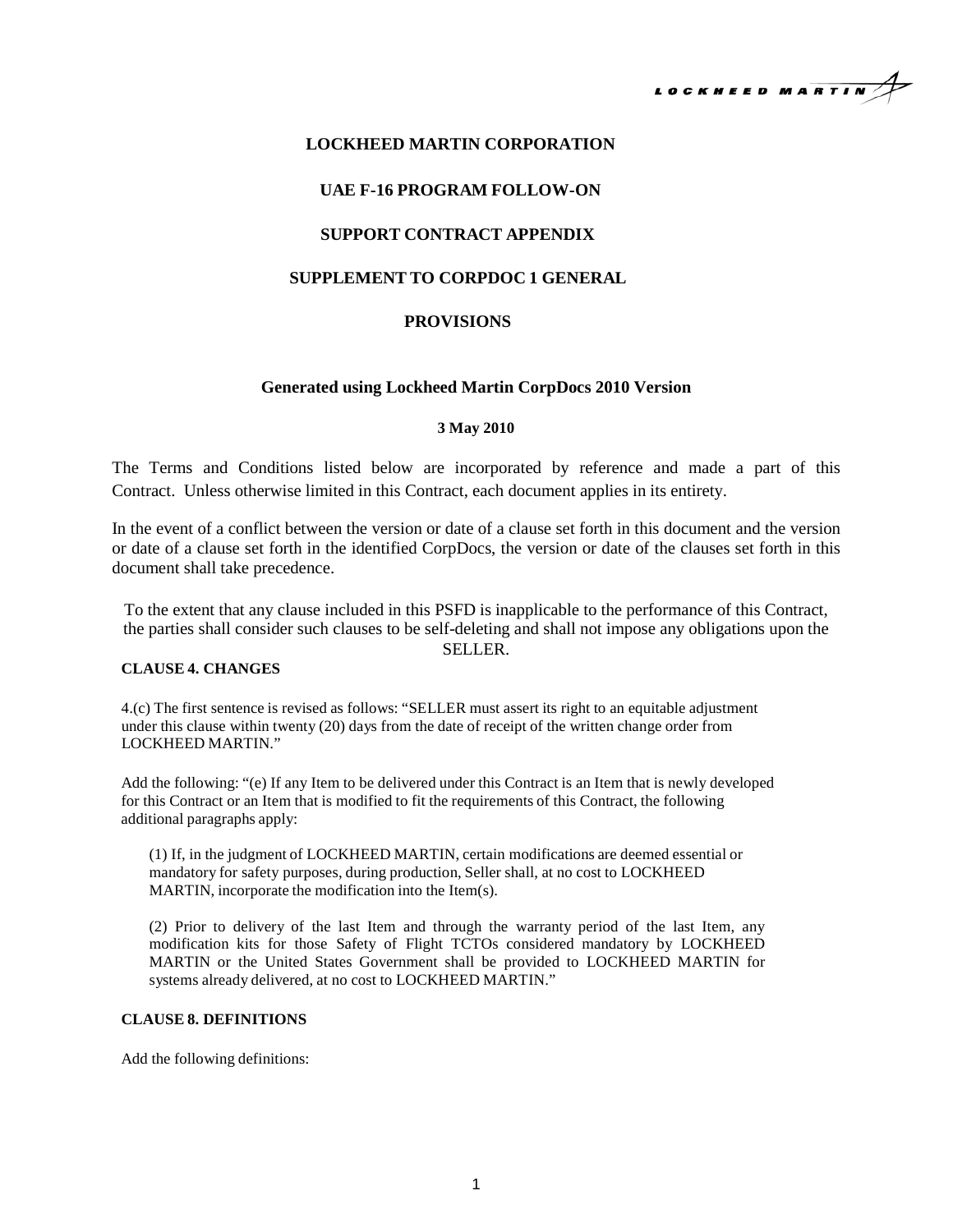# LOCKHEED MARTIN CORPORATION

## UAE F-16 PROGRAM FOLLOW-ON

## SUPPORT CONTRACT APPENDIX

## SUPPLEMENT TO CORPDOC 1 GENERAL PROVISIONS

**Generated using Lockheed Martin CorpDocs 2010 Version**

**3 May 2010**

The Terms and Conditions listed below are incorporated by reference and made a part of this Contract. Unless otherwise limited in this Contract, each document applies in its entirety.

In the event of a conflict between the version or date of a clause set forth in this document and the version or date of a clause set forth in the identified CorpDocs, the version or date of the clauses set forth in this document shall take precedence.

To the extent that any clause included in this PSFD is inapplicable to the performance of this Contract, the parties shall consider such clauses to be self-deleting and shall not impose any obligations upon the SELLER.

**CLAUSE 4. CHANGES**

4.(c) The first sentence is revised as follows: "SELLER must assert its right to an equitable adjustment under this clause within twenty (20) days from the date of receipt of the written change order from LOCKHEED MARTIN."

Add the following: "(e) If any Item to be delivered under this Contract is an Item that is newly developed for this Contract or an Item that is modified to fit the requirements of this Contract, the following additional paragraphs apply:

(1) If, in the judgment of LOCKHEED MARTIN, certain modifications are deemed essential or mandatory for safety purposes, during production, Seller shall, at no cost to LOCKHEED MARTIN, incorporate the modification into the Item(s).

(2) Prior to delivery of the last Item and through the warranty period of the last Item, any modification kits for those Safety of Flight TCTOs considered mandatory by LOCKHEED MARTIN or the United States Government shall be provided to LOCKHEED MARTIN for systems already delivered, at no cost to LOCKHEED MARTIN."

**CLAUSE 8. DEFINITIONS**

Add the following definitions: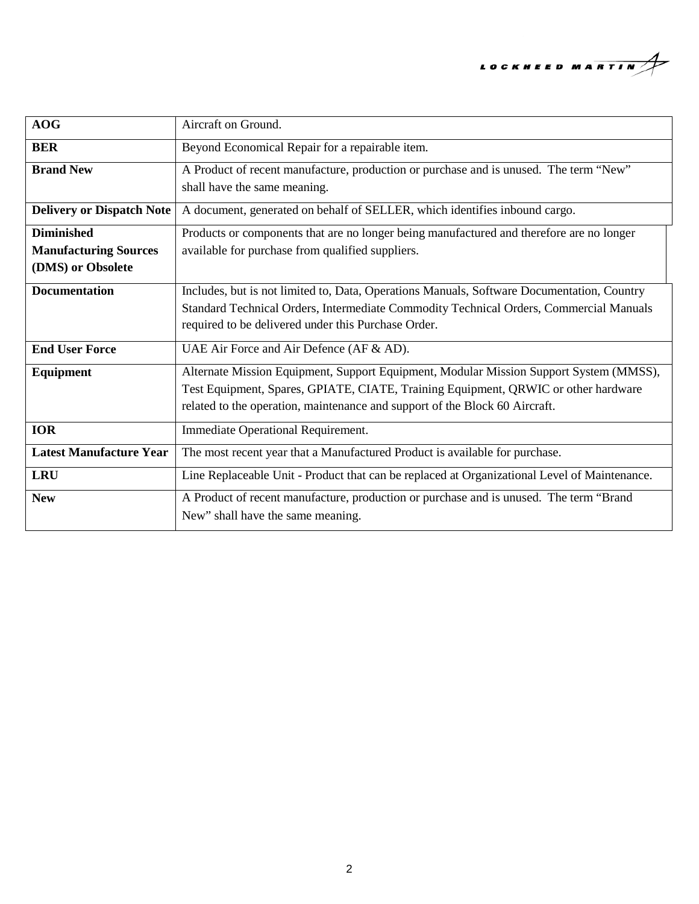| | |
|---|---|
| **AOG** | Aircraft on Ground. |
| **BER** | Beyond Economical Repair for a repairable item. |
| **Brand New** | A Product of recent manufacture, production or purchase and is unused. The term "New" shall have the same meaning. |
| **Delivery or Dispatch Note** | A document, generated on behalf of SELLER, which identifies inbound cargo. |
| **Diminished Manufacturing Sources (DMS) or Obsolete** | Products or components that are no longer being manufactured and therefore are no longer available for purchase from qualified suppliers. |
| **Documentation** | Includes, but is not limited to, Data, Operations Manuals, Software Documentation, Country Standard Technical Orders, Intermediate Commodity Technical Orders, Commercial Manuals required to be delivered under this Purchase Order. |
| **End User Force** | UAE Air Force and Air Defence (AF & AD). |
| **Equipment** | Alternate Mission Equipment, Support Equipment, Modular Mission Support System (MMSS), Test Equipment, Spares, GPIATE, CIATE, Training Equipment, QRWIC or other hardware related to the operation, maintenance and support of the Block 60 Aircraft. |
| **IOR** | Immediate Operational Requirement. |
| **Latest Manufacture Year** | The most recent year that a Manufactured Product is available for purchase. |
| **LRU** | Line Replaceable Unit - Product that can be replaced at Organizational Level of Maintenance. |
| **New** | A Product of recent manufacture, production or purchase and is unused. The term "Brand New" shall have the same meaning. |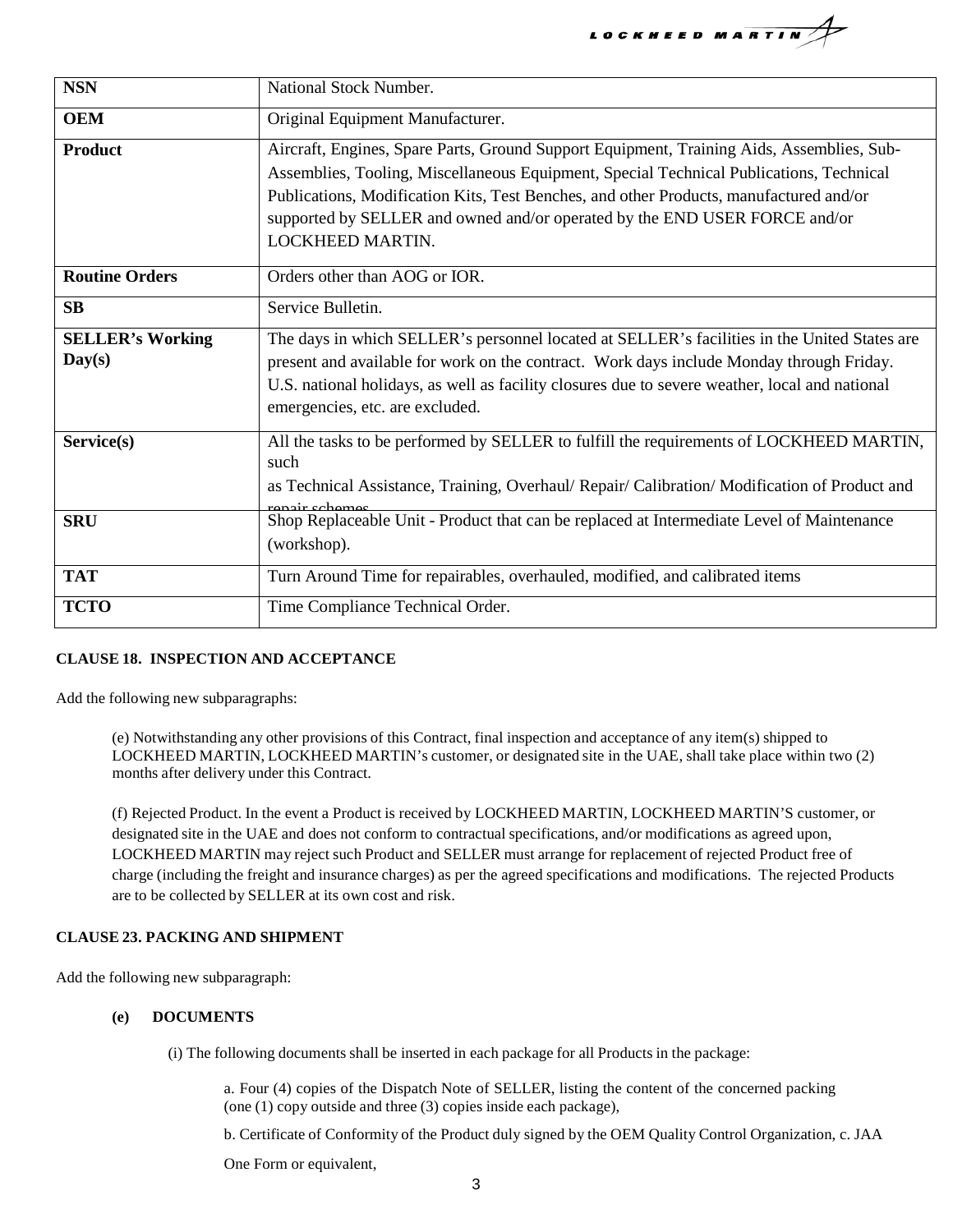| | |
|---|---|
| **NSN** | National Stock Number. |
| **OEM** | Original Equipment Manufacturer. |
| **Product** | Aircraft, Engines, Spare Parts, Ground Support Equipment, Training Aids, Assemblies, Sub-Assemblies, Tooling, Miscellaneous Equipment, Special Technical Publications, Technical Publications, Modification Kits, Test Benches, and other Products, manufactured and/or supported by SELLER and owned and/or operated by the END USER FORCE and/or LOCKHEED MARTIN. |
| **Routine Orders** | Orders other than AOG or IOR. |
| **SB** | Service Bulletin. |
| **SELLER's Working Day(s)** | The days in which SELLER's personnel located at SELLER's facilities in the United States are present and available for work on the contract. Work days include Monday through Friday. U.S. national holidays, as well as facility closures due to severe weather, local and national emergencies, etc. are excluded. |
| **Service(s)** | All the tasks to be performed by SELLER to fulfill the requirements of LOCKHEED MARTIN, such as Technical Assistance, Training, Overhaul/ Repair/ Calibration/ Modification of Product and repair schemes. |
| **SRU** | Shop Replaceable Unit - Product that can be replaced at Intermediate Level of Maintenance (workshop). |
| **TAT** | Turn Around Time for repairables, overhauled, modified, and calibrated items |
| **TCTO** | Time Compliance Technical Order. |

**CLAUSE 18. INSPECTION AND ACCEPTANCE**

Add the following new subparagraphs:

(e) Notwithstanding any other provisions of this Contract, final inspection and acceptance of any item(s) shipped to LOCKHEED MARTIN, LOCKHEED MARTIN's customer, or designated site in the UAE, shall take place within two (2) months after delivery under this Contract.

(f) Rejected Product. In the event a Product is received by LOCKHEED MARTIN, LOCKHEED MARTIN'S customer, or designated site in the UAE and does not conform to contractual specifications, and/or modifications as agreed upon, LOCKHEED MARTIN may reject such Product and SELLER must arrange for replacement of rejected Product free of charge (including the freight and insurance charges) as per the agreed specifications and modifications. The rejected Products are to be collected by SELLER at its own cost and risk.

**CLAUSE 23. PACKING AND SHIPMENT**

Add the following new subparagraph:

**(e) DOCUMENTS**

(i) The following documents shall be inserted in each package for all Products in the package:

a. Four (4) copies of the Dispatch Note of SELLER, listing the content of the concerned packing (one (1) copy outside and three (3) copies inside each package),

b. Certificate of Conformity of the Product duly signed by the OEM Quality Control Organization, c. JAA One Form or equivalent,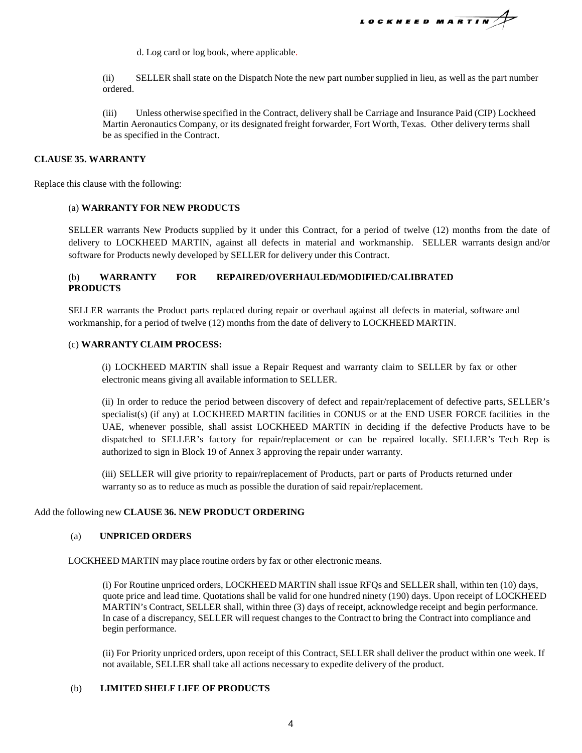d. Log card or log book, where applicable.

(ii) SELLER shall state on the Dispatch Note the new part number supplied in lieu, as well as the part number ordered.

(iii) Unless otherwise specified in the Contract, delivery shall be Carriage and Insurance Paid (CIP) Lockheed Martin Aeronautics Company, or its designated freight forwarder, Fort Worth, Texas. Other delivery terms shall be as specified in the Contract.

**CLAUSE 35. WARRANTY**

Replace this clause with the following:

(a) **WARRANTY FOR NEW PRODUCTS**

SELLER warrants New Products supplied by it under this Contract, for a period of twelve (12) months from the date of delivery to LOCKHEED MARTIN, against all defects in material and workmanship. SELLER warrants design and/or software for Products newly developed by SELLER for delivery under this Contract.

(b) **WARRANTY FOR REPAIRED/OVERHAULED/MODIFIED/CALIBRATED PRODUCTS**

SELLER warrants the Product parts replaced during repair or overhaul against all defects in material, software and workmanship, for a period of twelve (12) months from the date of delivery to LOCKHEED MARTIN.

(c) **WARRANTY CLAIM PROCESS:**

(i) LOCKHEED MARTIN shall issue a Repair Request and warranty claim to SELLER by fax or other electronic means giving all available information to SELLER.

(ii) In order to reduce the period between discovery of defect and repair/replacement of defective parts, SELLER's specialist(s) (if any) at LOCKHEED MARTIN facilities in CONUS or at the END USER FORCE facilities in the UAE, whenever possible, shall assist LOCKHEED MARTIN in deciding if the defective Products have to be dispatched to SELLER's factory for repair/replacement or can be repaired locally. SELLER's Tech Rep is authorized to sign in Block 19 of Annex 3 approving the repair under warranty.

(iii) SELLER will give priority to repair/replacement of Products, part or parts of Products returned under warranty so as to reduce as much as possible the duration of said repair/replacement.

Add the following new **CLAUSE 36. NEW PRODUCT ORDERING**

(a) **UNPRICED ORDERS**

LOCKHEED MARTIN may place routine orders by fax or other electronic means.

(i) For Routine unpriced orders, LOCKHEED MARTIN shall issue RFQs and SELLER shall, within ten (10) days, quote price and lead time. Quotations shall be valid for one hundred ninety (190) days. Upon receipt of LOCKHEED MARTIN's Contract, SELLER shall, within three (3) days of receipt, acknowledge receipt and begin performance. In case of a discrepancy, SELLER will request changes to the Contract to bring the Contract into compliance and begin performance.

(ii) For Priority unpriced orders, upon receipt of this Contract, SELLER shall deliver the product within one week. If not available, SELLER shall take all actions necessary to expedite delivery of the product.

(b) **LIMITED SHELF LIFE OF PRODUCTS**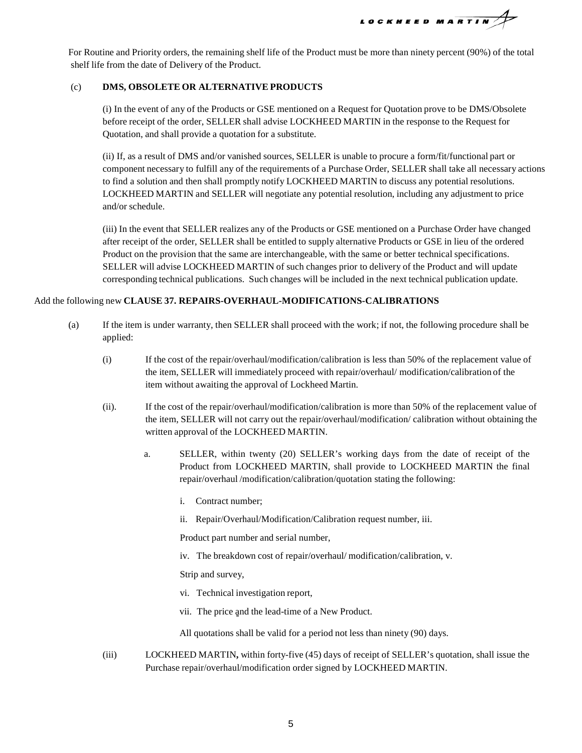For Routine and Priority orders, the remaining shelf life of the Product must be more than ninety percent (90%) of the total shelf life from the date of Delivery of the Product.

(c) **DMS, OBSOLETE OR ALTERNATIVE PRODUCTS**

(i) In the event of any of the Products or GSE mentioned on a Request for Quotation prove to be DMS/Obsolete before receipt of the order, SELLER shall advise LOCKHEED MARTIN in the response to the Request for Quotation, and shall provide a quotation for a substitute.

(ii) If, as a result of DMS and/or vanished sources, SELLER is unable to procure a form/fit/functional part or component necessary to fulfill any of the requirements of a Purchase Order, SELLER shall take all necessary actions to find a solution and then shall promptly notify LOCKHEED MARTIN to discuss any potential resolutions. LOCKHEED MARTIN and SELLER will negotiate any potential resolution, including any adjustment to price and/or schedule.

(iii) In the event that SELLER realizes any of the Products or GSE mentioned on a Purchase Order have changed after receipt of the order, SELLER shall be entitled to supply alternative Products or GSE in lieu of the ordered Product on the provision that the same are interchangeable, with the same or better technical specifications. SELLER will advise LOCKHEED MARTIN of such changes prior to delivery of the Product and will update corresponding technical publications. Such changes will be included in the next technical publication update.

Add the following new **CLAUSE 37. REPAIRS-OVERHAUL-MODIFICATIONS-CALIBRATIONS**

(a) If the item is under warranty, then SELLER shall proceed with the work; if not, the following procedure shall be applied:

(i) If the cost of the repair/overhaul/modification/calibration is less than 50% of the replacement value of the item, SELLER will immediately proceed with repair/overhaul/ modification/calibration of the item without awaiting the approval of Lockheed Martin.

(ii). If the cost of the repair/overhaul/modification/calibration is more than 50% of the replacement value of the item, SELLER will not carry out the repair/overhaul/modification/ calibration without obtaining the written approval of the LOCKHEED MARTIN.

a. SELLER, within twenty (20) SELLER's working days from the date of receipt of the Product from LOCKHEED MARTIN, shall provide to LOCKHEED MARTIN the final repair/overhaul /modification/calibration/quotation stating the following:

i. Contract number;

ii. Repair/Overhaul/Modification/Calibration request number, iii.

Product part number and serial number,

iv. The breakdown cost of repair/overhaul/ modification/calibration, v.

Strip and survey,

vi. Technical investigation report,

vii. The price and the lead-time of a New Product.

All quotations shall be valid for a period not less than ninety (90) days.

(iii) LOCKHEED MARTIN**,** within forty-five (45) days of receipt of SELLER's quotation, shall issue the Purchase repair/overhaul/modification order signed by LOCKHEED MARTIN.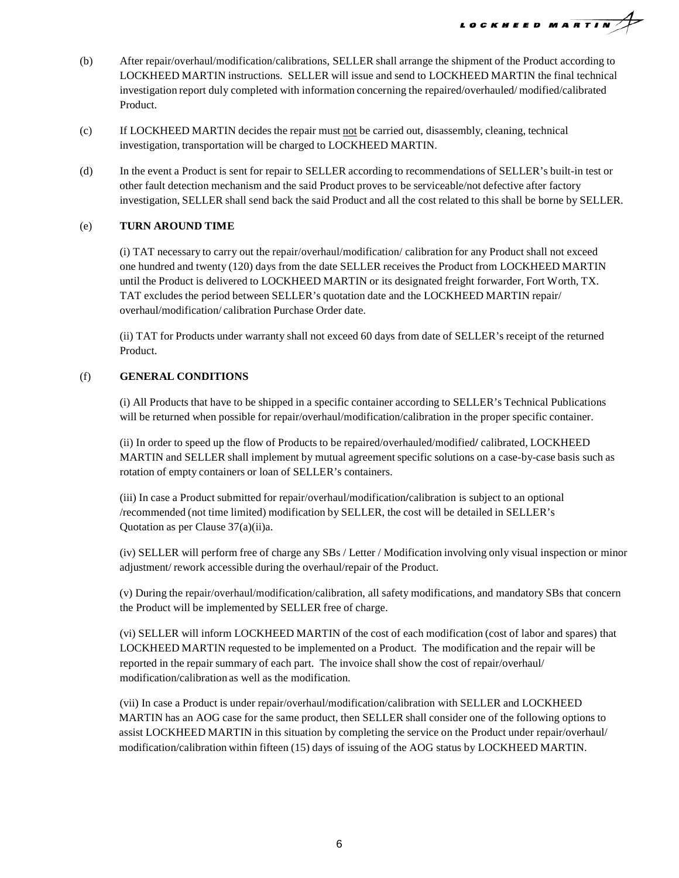(b) After repair/overhaul/modification/calibrations, SELLER shall arrange the shipment of the Product according to LOCKHEED MARTIN instructions. SELLER will issue and send to LOCKHEED MARTIN the final technical investigation report duly completed with information concerning the repaired/overhauled/ modified/calibrated Product.

(c) If LOCKHEED MARTIN decides the repair must <u>not</u> be carried out, disassembly, cleaning, technical investigation, transportation will be charged to LOCKHEED MARTIN.

(d) In the event a Product is sent for repair to SELLER according to recommendations of SELLER's built-in test or other fault detection mechanism and the said Product proves to be serviceable/not defective after factory investigation, SELLER shall send back the said Product and all the cost related to this shall be borne by SELLER.

(e) **TURN AROUND TIME**

(i) TAT necessary to carry out the repair/overhaul/modification/ calibration for any Product shall not exceed one hundred and twenty (120) days from the date SELLER receives the Product from LOCKHEED MARTIN until the Product is delivered to LOCKHEED MARTIN or its designated freight forwarder, Fort Worth, TX. TAT excludes the period between SELLER's quotation date and the LOCKHEED MARTIN repair/ overhaul/modification/ calibration Purchase Order date.

(ii) TAT for Products under warranty shall not exceed 60 days from date of SELLER's receipt of the returned Product.

(f) **GENERAL CONDITIONS**

(i) All Products that have to be shipped in a specific container according to SELLER's Technical Publications will be returned when possible for repair/overhaul/modification/calibration in the proper specific container.

(ii) In order to speed up the flow of Products to be repaired/overhauled/modified/ calibrated, LOCKHEED MARTIN and SELLER shall implement by mutual agreement specific solutions on a case-by-case basis such as rotation of empty containers or loan of SELLER's containers.

(iii) In case a Product submitted for repair/overhaul/modification/calibration is subject to an optional /recommended (not time limited) modification by SELLER, the cost will be detailed in SELLER's Quotation as per Clause 37(a)(ii)a.

(iv) SELLER will perform free of charge any SBs / Letter / Modification involving only visual inspection or minor adjustment/ rework accessible during the overhaul/repair of the Product.

(v) During the repair/overhaul/modification/calibration, all safety modifications, and mandatory SBs that concern the Product will be implemented by SELLER free of charge.

(vi) SELLER will inform LOCKHEED MARTIN of the cost of each modification (cost of labor and spares) that LOCKHEED MARTIN requested to be implemented on a Product. The modification and the repair will be reported in the repair summary of each part. The invoice shall show the cost of repair/overhaul/ modification/calibration as well as the modification.

(vii) In case a Product is under repair/overhaul/modification/calibration with SELLER and LOCKHEED MARTIN has an AOG case for the same product, then SELLER shall consider one of the following options to assist LOCKHEED MARTIN in this situation by completing the service on the Product under repair/overhaul/ modification/calibration within fifteen (15) days of issuing of the AOG status by LOCKHEED MARTIN.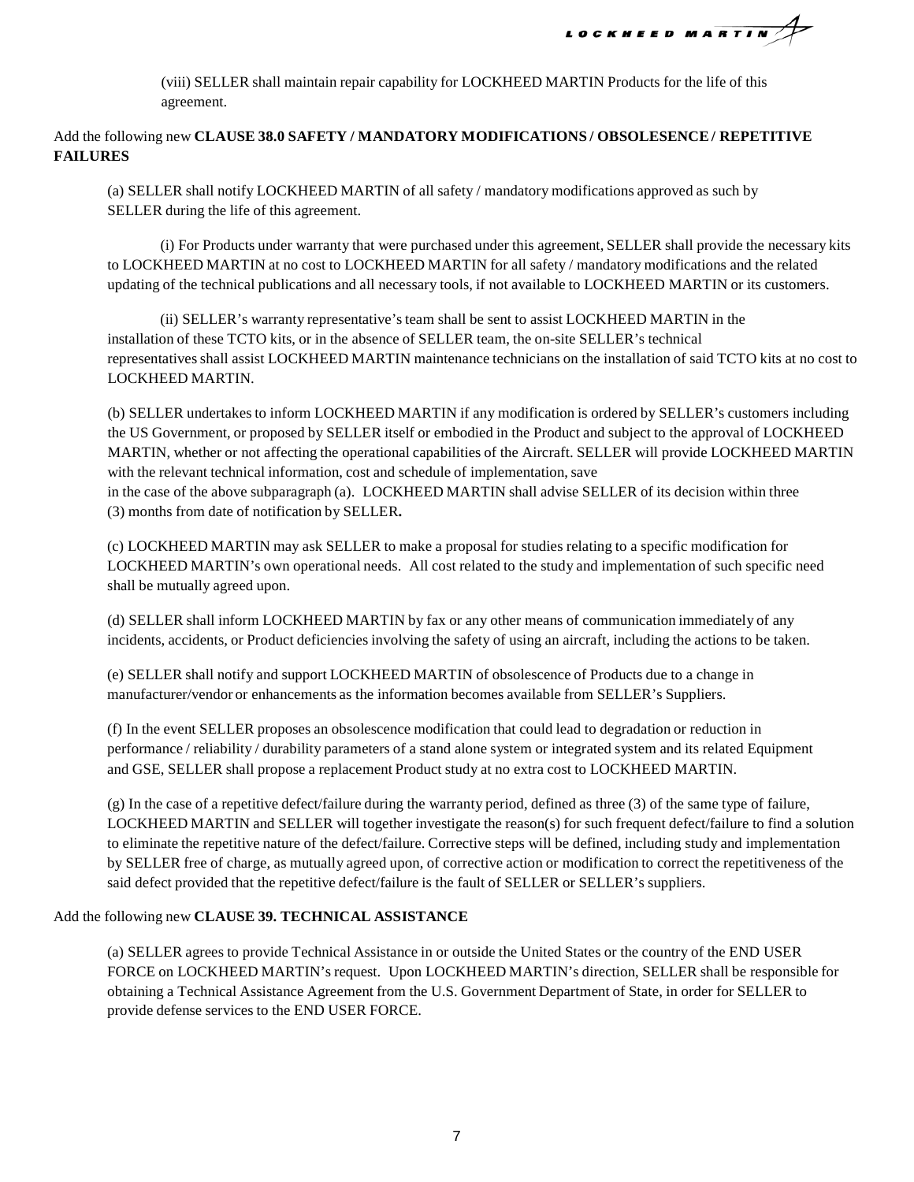(viii) SELLER shall maintain repair capability for LOCKHEED MARTIN Products for the life of this agreement.

Add the following new **CLAUSE 38.0 SAFETY / MANDATORY MODIFICATIONS / OBSOLESENCE / REPETITIVE FAILURES**

(a) SELLER shall notify LOCKHEED MARTIN of all safety / mandatory modifications approved as such by SELLER during the life of this agreement.

(i) For Products under warranty that were purchased under this agreement, SELLER shall provide the necessary kits to LOCKHEED MARTIN at no cost to LOCKHEED MARTIN for all safety / mandatory modifications and the related updating of the technical publications and all necessary tools, if not available to LOCKHEED MARTIN or its customers.

(ii) SELLER's warranty representative's team shall be sent to assist LOCKHEED MARTIN in the installation of these TCTO kits, or in the absence of SELLER team, the on-site SELLER's technical representatives shall assist LOCKHEED MARTIN maintenance technicians on the installation of said TCTO kits at no cost to LOCKHEED MARTIN.

(b) SELLER undertakes to inform LOCKHEED MARTIN if any modification is ordered by SELLER's customers including the US Government, or proposed by SELLER itself or embodied in the Product and subject to the approval of LOCKHEED MARTIN, whether or not affecting the operational capabilities of the Aircraft. SELLER will provide LOCKHEED MARTIN with the relevant technical information, cost and schedule of implementation, save in the case of the above subparagraph (a). LOCKHEED MARTIN shall advise SELLER of its decision within three (3) months from date of notification by SELLER**.**

(c) LOCKHEED MARTIN may ask SELLER to make a proposal for studies relating to a specific modification for LOCKHEED MARTIN's own operational needs. All cost related to the study and implementation of such specific need shall be mutually agreed upon.

(d) SELLER shall inform LOCKHEED MARTIN by fax or any other means of communication immediately of any incidents, accidents, or Product deficiencies involving the safety of using an aircraft, including the actions to be taken.

(e) SELLER shall notify and support LOCKHEED MARTIN of obsolescence of Products due to a change in manufacturer/vendor or enhancements as the information becomes available from SELLER's Suppliers.

(f) In the event SELLER proposes an obsolescence modification that could lead to degradation or reduction in performance / reliability / durability parameters of a stand alone system or integrated system and its related Equipment and GSE, SELLER shall propose a replacement Product study at no extra cost to LOCKHEED MARTIN.

(g) In the case of a repetitive defect/failure during the warranty period, defined as three (3) of the same type of failure, LOCKHEED MARTIN and SELLER will together investigate the reason(s) for such frequent defect/failure to find a solution to eliminate the repetitive nature of the defect/failure. Corrective steps will be defined, including study and implementation by SELLER free of charge, as mutually agreed upon, of corrective action or modification to correct the repetitiveness of the said defect provided that the repetitive defect/failure is the fault of SELLER or SELLER's suppliers.

Add the following new **CLAUSE 39. TECHNICAL ASSISTANCE**

(a) SELLER agrees to provide Technical Assistance in or outside the United States or the country of the END USER FORCE on LOCKHEED MARTIN's request. Upon LOCKHEED MARTIN's direction, SELLER shall be responsible for obtaining a Technical Assistance Agreement from the U.S. Government Department of State, in order for SELLER to provide defense services to the END USER FORCE.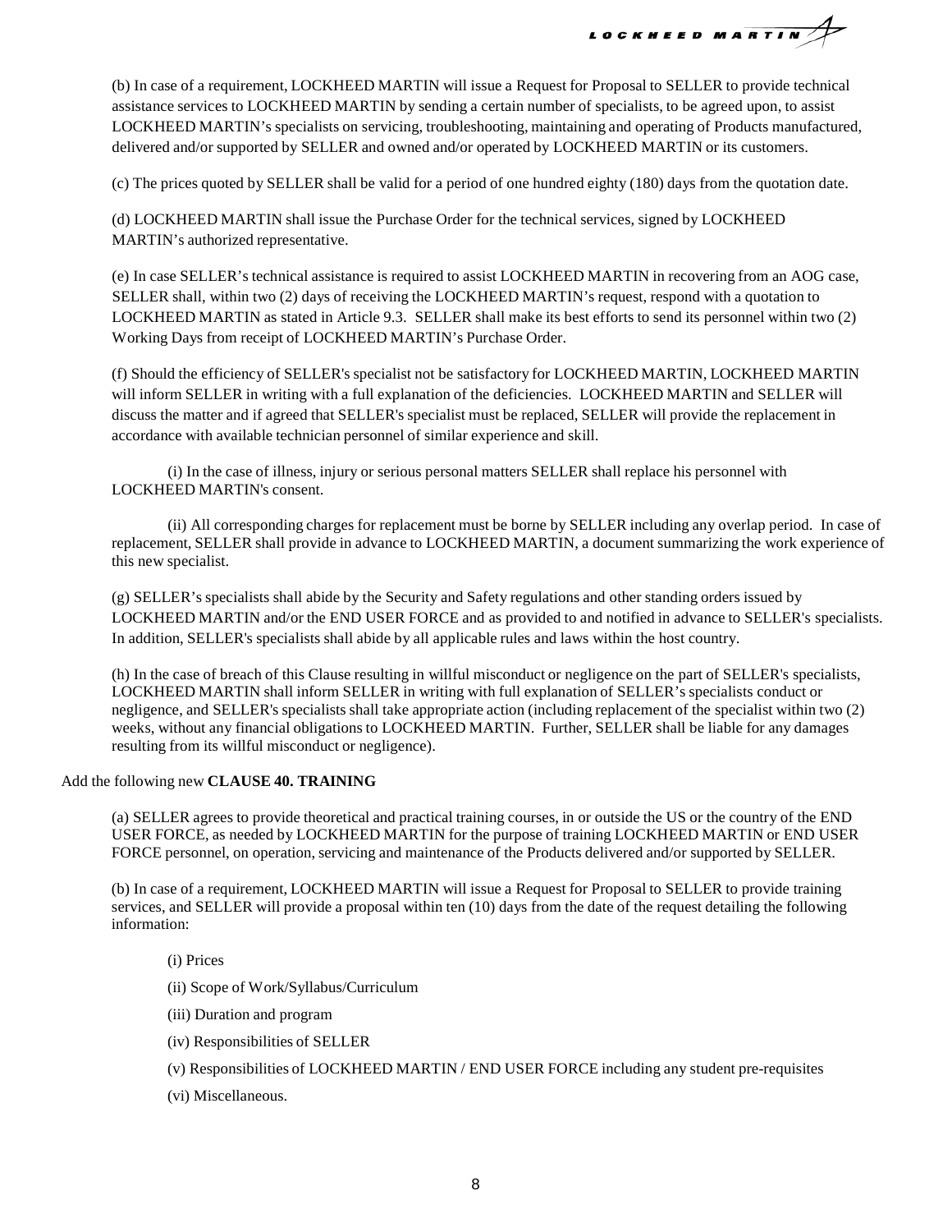(b) In case of a requirement, LOCKHEED MARTIN will issue a Request for Proposal to SELLER to provide technical assistance services to LOCKHEED MARTIN by sending a certain number of specialists, to be agreed upon, to assist LOCKHEED MARTIN's specialists on servicing, troubleshooting, maintaining and operating of Products manufactured, delivered and/or supported by SELLER and owned and/or operated by LOCKHEED MARTIN or its customers.

(c) The prices quoted by SELLER shall be valid for a period of one hundred eighty (180) days from the quotation date.

(d) LOCKHEED MARTIN shall issue the Purchase Order for the technical services, signed by LOCKHEED MARTIN's authorized representative.

(e) In case SELLER's technical assistance is required to assist LOCKHEED MARTIN in recovering from an AOG case, SELLER shall, within two (2) days of receiving the LOCKHEED MARTIN's request, respond with a quotation to LOCKHEED MARTIN as stated in Article 9.3. SELLER shall make its best efforts to send its personnel within two (2) Working Days from receipt of LOCKHEED MARTIN's Purchase Order.

(f) Should the efficiency of SELLER's specialist not be satisfactory for LOCKHEED MARTIN, LOCKHEED MARTIN will inform SELLER in writing with a full explanation of the deficiencies. LOCKHEED MARTIN and SELLER will discuss the matter and if agreed that SELLER's specialist must be replaced, SELLER will provide the replacement in accordance with available technician personnel of similar experience and skill.

(i) In the case of illness, injury or serious personal matters SELLER shall replace his personnel with LOCKHEED MARTIN's consent.

(ii) All corresponding charges for replacement must be borne by SELLER including any overlap period. In case of replacement, SELLER shall provide in advance to LOCKHEED MARTIN, a document summarizing the work experience of this new specialist.

(g) SELLER's specialists shall abide by the Security and Safety regulations and other standing orders issued by LOCKHEED MARTIN and/or the END USER FORCE and as provided to and notified in advance to SELLER's specialists. In addition, SELLER's specialists shall abide by all applicable rules and laws within the host country.

(h) In the case of breach of this Clause resulting in willful misconduct or negligence on the part of SELLER's specialists, LOCKHEED MARTIN shall inform SELLER in writing with full explanation of SELLER's specialists conduct or negligence, and SELLER's specialists shall take appropriate action (including replacement of the specialist within two (2) weeks, without any financial obligations to LOCKHEED MARTIN. Further, SELLER shall be liable for any damages resulting from its willful misconduct or negligence).

Add the following new **CLAUSE 40. TRAINING**

(a) SELLER agrees to provide theoretical and practical training courses, in or outside the US or the country of the END USER FORCE, as needed by LOCKHEED MARTIN for the purpose of training LOCKHEED MARTIN or END USER FORCE personnel, on operation, servicing and maintenance of the Products delivered and/or supported by SELLER.

(b) In case of a requirement, LOCKHEED MARTIN will issue a Request for Proposal to SELLER to provide training services, and SELLER will provide a proposal within ten (10) days from the date of the request detailing the following information:

(i) Prices

(ii) Scope of Work/Syllabus/Curriculum

(iii) Duration and program

(iv) Responsibilities of SELLER

(v) Responsibilities of LOCKHEED MARTIN / END USER FORCE including any student pre-requisites

(vi) Miscellaneous.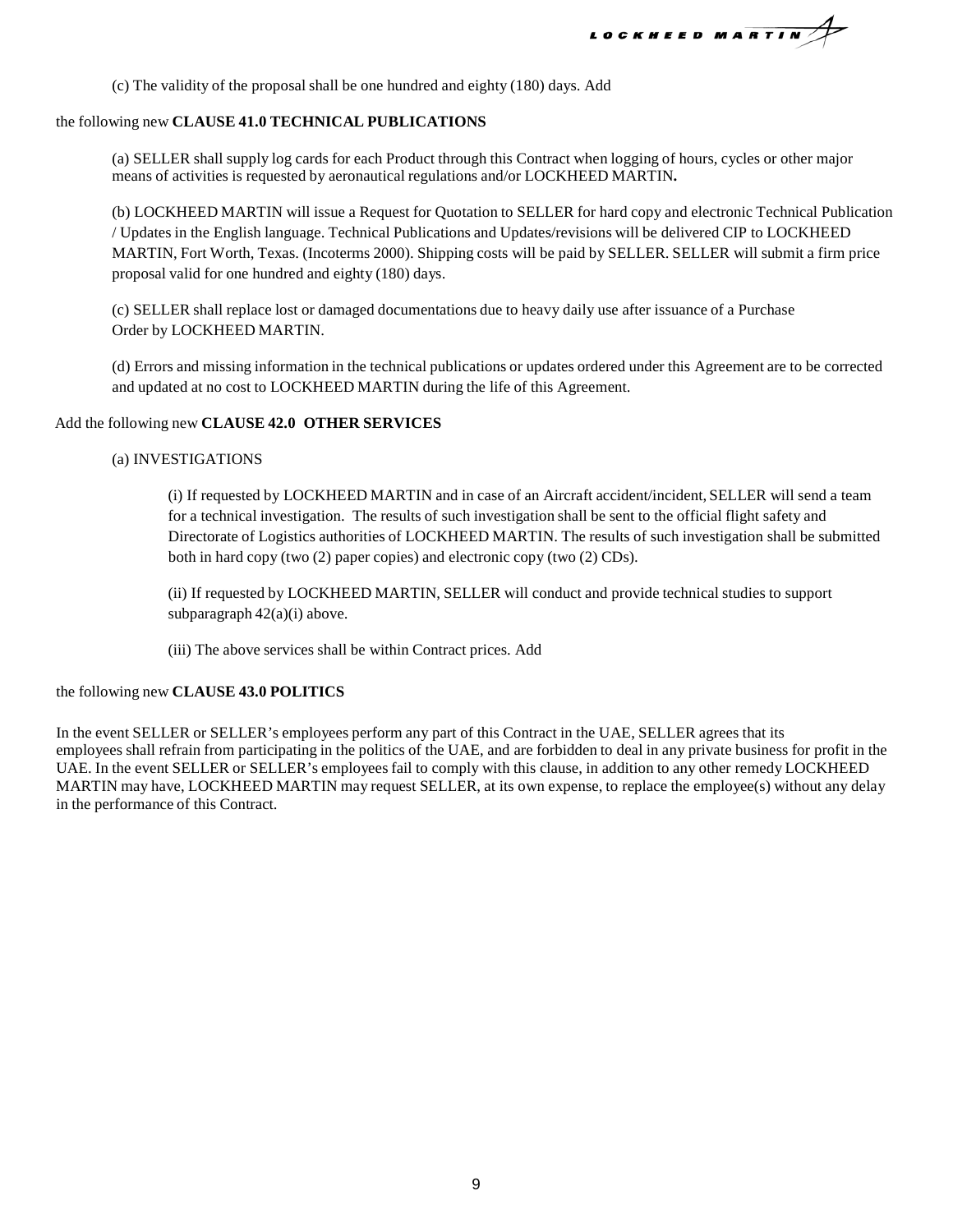(c) The validity of the proposal shall be one hundred and eighty (180) days. Add

the following new **CLAUSE 41.0 TECHNICAL PUBLICATIONS**

(a) SELLER shall supply log cards for each Product through this Contract when logging of hours, cycles or other major means of activities is requested by aeronautical regulations and/or LOCKHEED MARTIN**.**

(b) LOCKHEED MARTIN will issue a Request for Quotation to SELLER for hard copy and electronic Technical Publication / Updates in the English language. Technical Publications and Updates/revisions will be delivered CIP to LOCKHEED MARTIN, Fort Worth, Texas. (Incoterms 2000). Shipping costs will be paid by SELLER. SELLER will submit a firm price proposal valid for one hundred and eighty (180) days.

(c) SELLER shall replace lost or damaged documentations due to heavy daily use after issuance of a Purchase Order by LOCKHEED MARTIN.

(d) Errors and missing information in the technical publications or updates ordered under this Agreement are to be corrected and updated at no cost to LOCKHEED MARTIN during the life of this Agreement.

Add the following new **CLAUSE 42.0 OTHER SERVICES**

(a) INVESTIGATIONS

(i) If requested by LOCKHEED MARTIN and in case of an Aircraft accident/incident, SELLER will send a team for a technical investigation. The results of such investigation shall be sent to the official flight safety and Directorate of Logistics authorities of LOCKHEED MARTIN. The results of such investigation shall be submitted both in hard copy (two (2) paper copies) and electronic copy (two (2) CDs).

(ii) If requested by LOCKHEED MARTIN, SELLER will conduct and provide technical studies to support subparagraph 42(a)(i) above.

(iii) The above services shall be within Contract prices. Add

the following new **CLAUSE 43.0 POLITICS**

In the event SELLER or SELLER's employees perform any part of this Contract in the UAE, SELLER agrees that its employees shall refrain from participating in the politics of the UAE, and are forbidden to deal in any private business for profit in the UAE. In the event SELLER or SELLER's employees fail to comply with this clause, in addition to any other remedy LOCKHEED MARTIN may have, LOCKHEED MARTIN may request SELLER, at its own expense, to replace the employee(s) without any delay in the performance of this Contract.